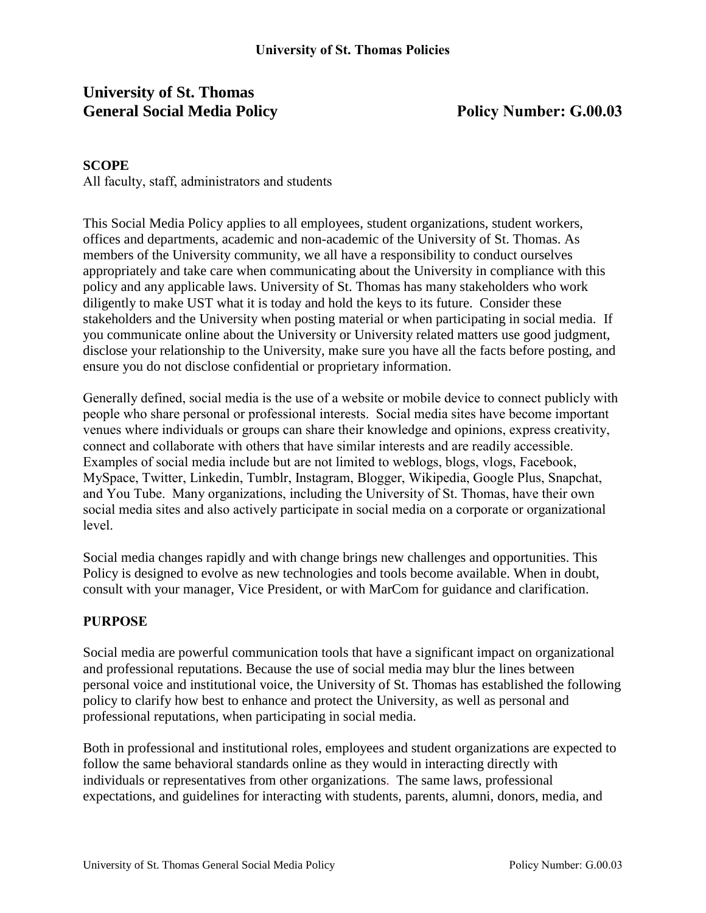# University of St. Thomas General Social Media Policy

**Policy Number: G.00.03**

## SCOPE

All faculty, staff, administrators and students

This Social Media Policy applies to all employees, student organizations, student workers, offices and departments, academic and non-academic of the University of St. Thomas. As members of the University community, we all have a responsibility to conduct ourselves appropriately and take care when communicating about the University in compliance with this policy and any applicable laws. University of St. Thomas has many stakeholders who work diligently to make UST what it is today and hold the keys to its future. Consider these stakeholders and the University when posting material or when participating in social media. If you communicate online about the University or University related matters use good judgment, disclose your relationship to the University, make sure you have all the facts before posting, and ensure you do not disclose confidential or proprietary information.

Generally defined, social media is the use of a website or mobile device to connect publicly with people who share personal or professional interests. Social media sites have become important venues where individuals or groups can share their knowledge and opinions, express creativity, connect and collaborate with others that have similar interests and are readily accessible. Examples of social media include but are not limited to weblogs, blogs, vlogs, Facebook, MySpace, Twitter, Linkedin, Tumblr, Instagram, Blogger, Wikipedia, Google Plus, Snapchat, and You Tube. Many organizations, including the University of St. Thomas, have their own social media sites and also actively participate in social media on a corporate or organizational level.

Social media changes rapidly and with change brings new challenges and opportunities. This Policy is designed to evolve as new technologies and tools become available. When in doubt, consult with your manager, Vice President, or with MarCom for guidance and clarification.

## PURPOSE

Social media are powerful communication tools that have a significant impact on organizational and professional reputations. Because the use of social media may blur the lines between personal voice and institutional voice, the University of St. Thomas has established the following policy to clarify how best to enhance and protect the University, as well as personal and professional reputations, when participating in social media.

Both in professional and institutional roles, employees and student organizations are expected to follow the same behavioral standards online as they would in interacting directly with individuals or representatives from other organizations. The same laws, professional expectations, and guidelines for interacting with students, parents, alumni, donors, media, and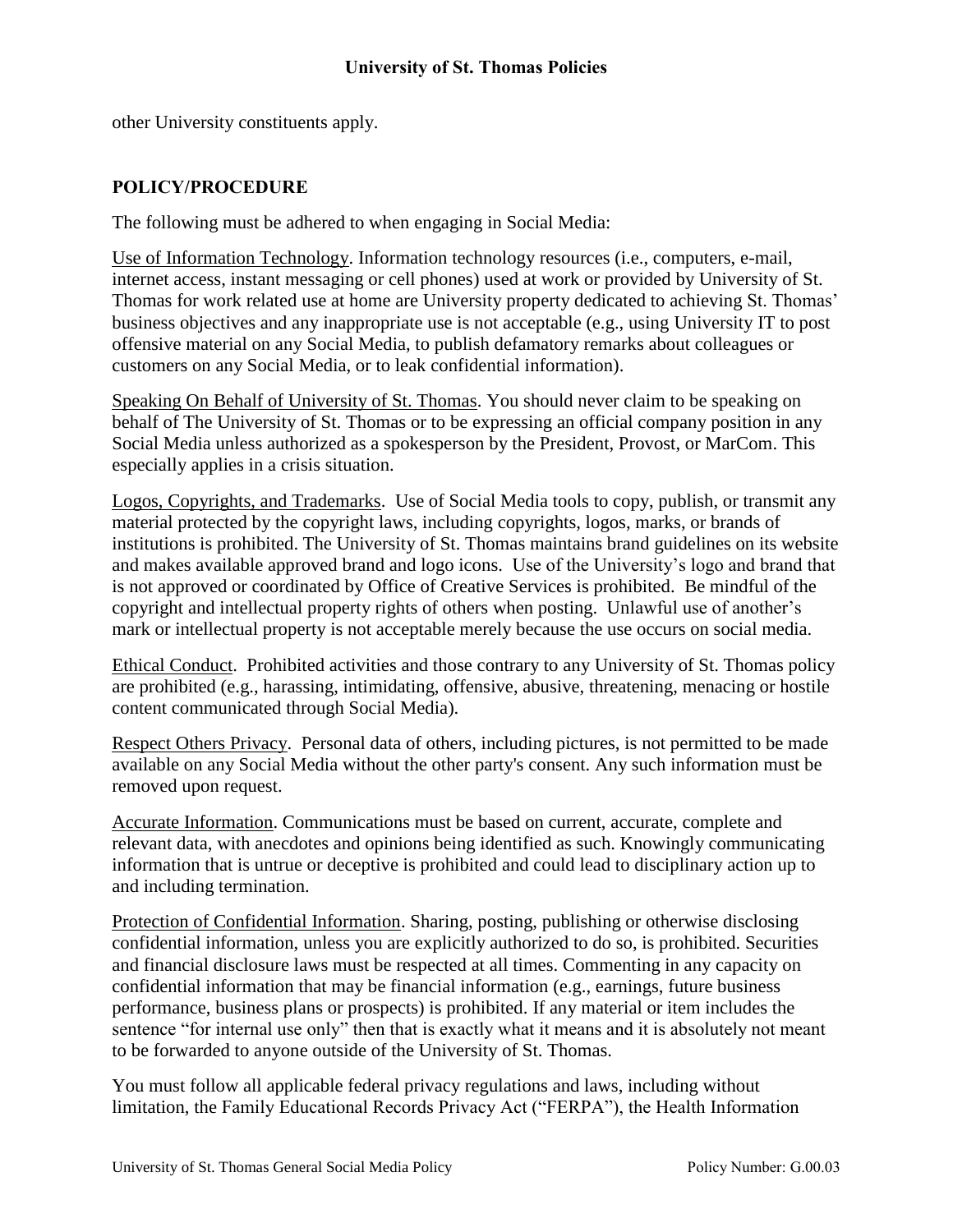other University constituents apply.

## POLICY/PROCEDURE

The following must be adhered to when engaging in Social Media:

Use of Information Technology. Information technology resources (i.e., computers, e-mail, internet access, instant messaging or cell phones) used at work or provided by University of St. Thomas for work related use at home are University property dedicated to achieving St. Thomas' business objectives and any inappropriate use is not acceptable (e.g., using University IT to post offensive material on any Social Media, to publish defamatory remarks about colleagues or customers on any Social Media, or to leak confidential information).

Speaking On Behalf of University of St. Thomas. You should never claim to be speaking on behalf of The University of St. Thomas or to be expressing an official company position in any Social Media unless authorized as a spokesperson by the President, Provost, or MarCom. This especially applies in a crisis situation.

Logos, Copyrights, and Trademarks. Use of Social Media tools to copy, publish, or transmit any material protected by the copyright laws, including copyrights, logos, marks, or brands of institutions is prohibited. The University of St. Thomas maintains brand guidelines on its website and makes available approved brand and logo icons. Use of the University's logo and brand that is not approved or coordinated by Office of Creative Services is prohibited. Be mindful of the copyright and intellectual property rights of others when posting. Unlawful use of another's mark or intellectual property is not acceptable merely because the use occurs on social media.

Ethical Conduct. Prohibited activities and those contrary to any University of St. Thomas policy are prohibited (e.g., harassing, intimidating, offensive, abusive, threatening, menacing or hostile content communicated through Social Media).

Respect Others Privacy. Personal data of others, including pictures, is not permitted to be made available on any Social Media without the other party's consent. Any such information must be removed upon request.

Accurate Information. Communications must be based on current, accurate, complete and relevant data, with anecdotes and opinions being identified as such. Knowingly communicating information that is untrue or deceptive is prohibited and could lead to disciplinary action up to and including termination.

Protection of Confidential Information. Sharing, posting, publishing or otherwise disclosing confidential information, unless you are explicitly authorized to do so, is prohibited. Securities and financial disclosure laws must be respected at all times. Commenting in any capacity on confidential information that may be financial information (e.g., earnings, future business performance, business plans or prospects) is prohibited. If any material or item includes the sentence "for internal use only" then that is exactly what it means and it is absolutely not meant to be forwarded to anyone outside of the University of St. Thomas.

You must follow all applicable federal privacy regulations and laws, including without limitation, the Family Educational Records Privacy Act ("FERPA"), the Health Information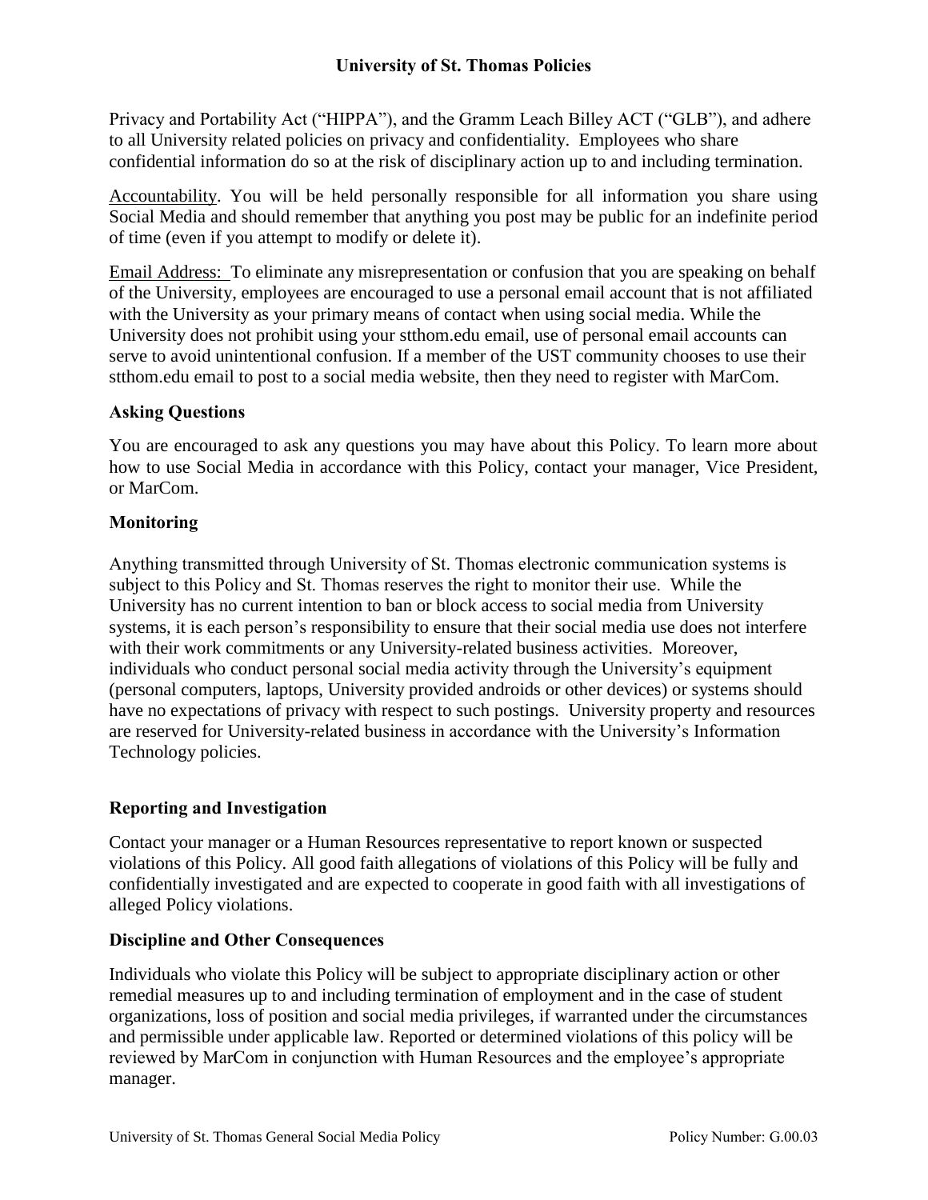Privacy and Portability Act ("HIPPA"), and the Gramm Leach Billey ACT ("GLB"), and adhere to all University related policies on privacy and confidentiality. Employees who share confidential information do so at the risk of disciplinary action up to and including termination.

Accountability. You will be held personally responsible for all information you share using Social Media and should remember that anything you post may be public for an indefinite period of time (even if you attempt to modify or delete it).

Email Address: To eliminate any misrepresentation or confusion that you are speaking on behalf of the University, employees are encouraged to use a personal email account that is not affiliated with the University as your primary means of contact when using social media. While the University does not prohibit using your stthom.edu email, use of personal email accounts can serve to avoid unintentional confusion. If a member of the UST community chooses to use their stthom.edu email to post to a social media website, then they need to register with MarCom.

**Asking Questions**

You are encouraged to ask any questions you may have about this Policy. To learn more about how to use Social Media in accordance with this Policy, contact your manager, Vice President, or MarCom.

**Monitoring**

Anything transmitted through University of St. Thomas electronic communication systems is subject to this Policy and St. Thomas reserves the right to monitor their use. While the University has no current intention to ban or block access to social media from University systems, it is each person's responsibility to ensure that their social media use does not interfere with their work commitments or any University-related business activities. Moreover, individuals who conduct personal social media activity through the University's equipment (personal computers, laptops, University provided androids or other devices) or systems should have no expectations of privacy with respect to such postings. University property and resources are reserved for University-related business in accordance with the University's Information Technology policies.

**Reporting and Investigation**

Contact your manager or a Human Resources representative to report known or suspected violations of this Policy. All good faith allegations of violations of this Policy will be fully and confidentially investigated and are expected to cooperate in good faith with all investigations of alleged Policy violations.

**Discipline and Other Consequences**

Individuals who violate this Policy will be subject to appropriate disciplinary action or other remedial measures up to and including termination of employment and in the case of student organizations, loss of position and social media privileges, if warranted under the circumstances and permissible under applicable law. Reported or determined violations of this policy will be reviewed by MarCom in conjunction with Human Resources and the employee's appropriate manager.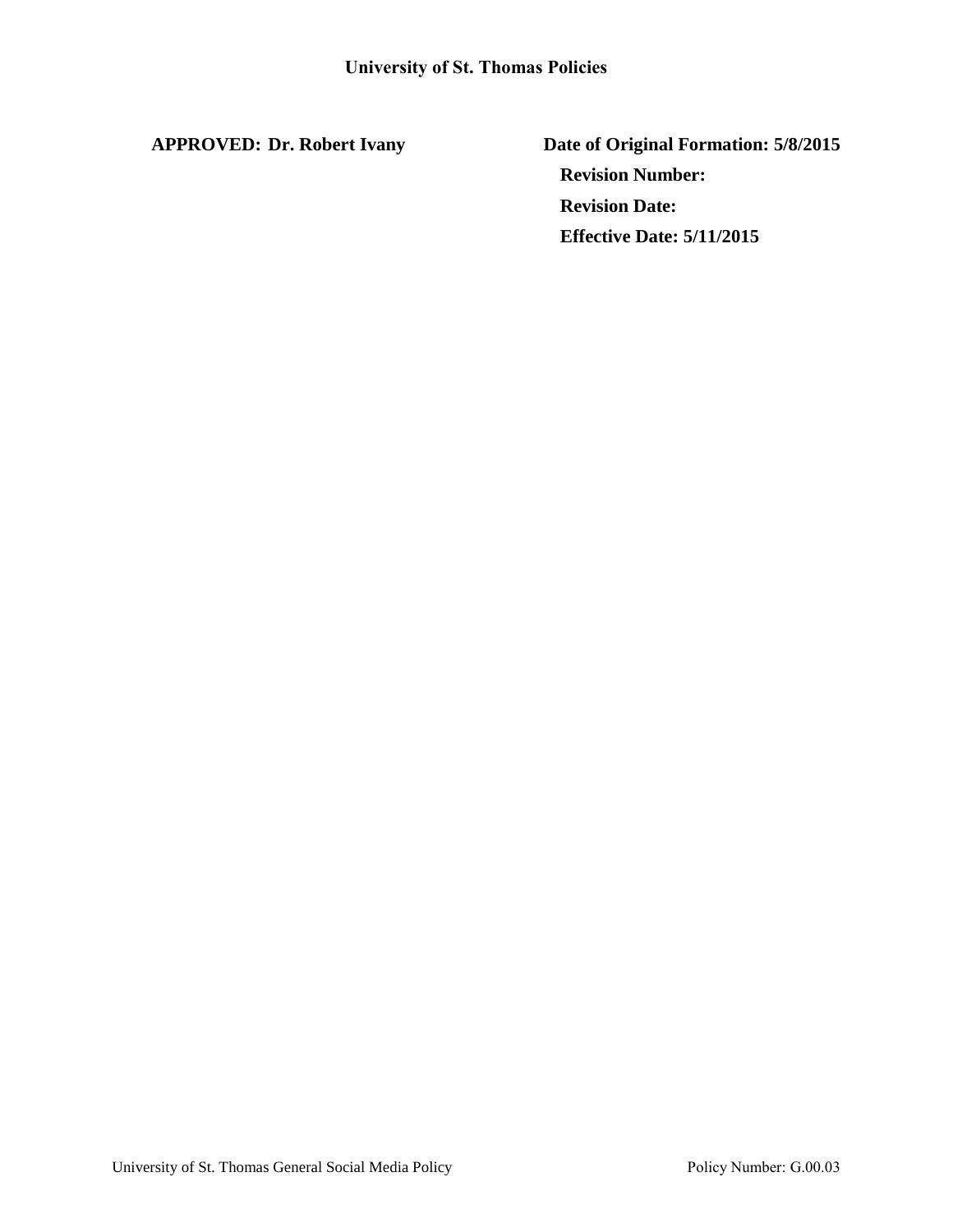**University of St. Thomas Policies**

**APPROVED: Dr. Robert Ivany**

**Date of Original Formation: 5/8/2015**

**Revision Number:**

**Revision Date:**

**Effective Date: 5/11/2015**